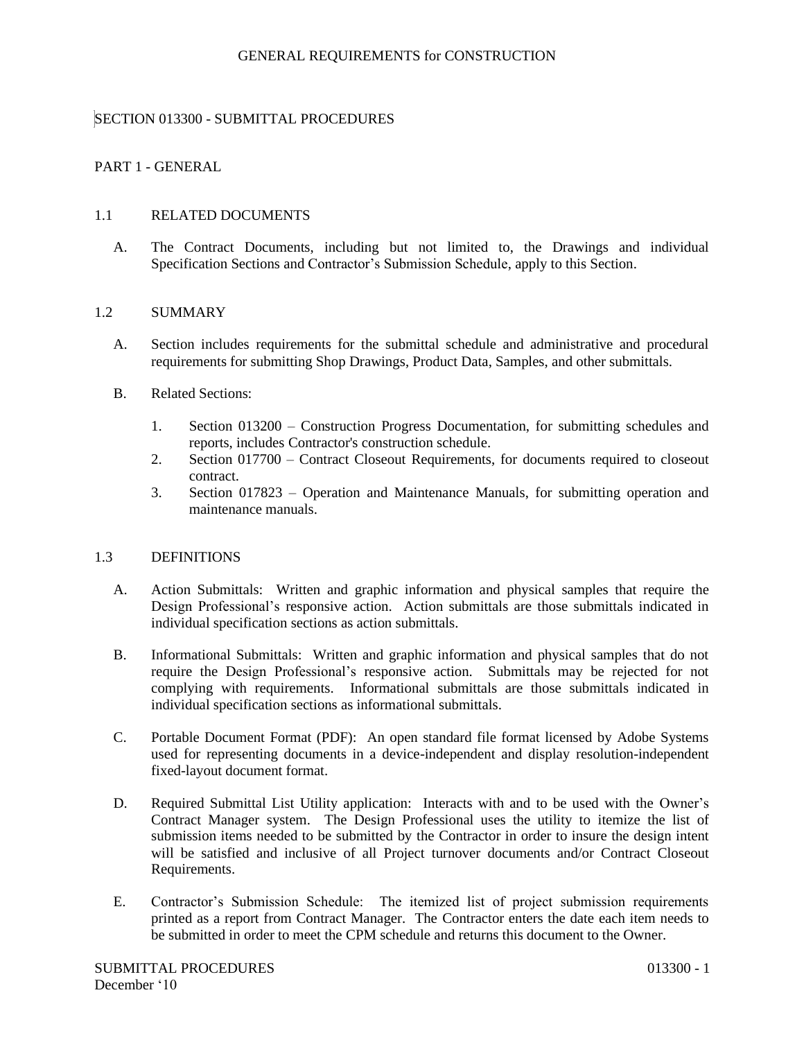GENERAL REQUIREMENTS for CONSTRUCTION

# SECTION 013300 - SUBMITTAL PROCEDURES

## PART 1 - GENERAL

### 1.1 RELATED DOCUMENTS

A. The Contract Documents, including but not limited to, the Drawings and individual Specification Sections and Contractor's Submission Schedule, apply to this Section.

### 1.2 SUMMARY

A. Section includes requirements for the submittal schedule and administrative and procedural requirements for submitting Shop Drawings, Product Data, Samples, and other submittals.

B. Related Sections:

1. Section 013200 – Construction Progress Documentation, for submitting schedules and reports, includes Contractor's construction schedule.
2. Section 017700 – Contract Closeout Requirements, for documents required to closeout contract.
3. Section 017823 – Operation and Maintenance Manuals, for submitting operation and maintenance manuals.

### 1.3 DEFINITIONS

A. Action Submittals: Written and graphic information and physical samples that require the Design Professional's responsive action. Action submittals are those submittals indicated in individual specification sections as action submittals.

B. Informational Submittals: Written and graphic information and physical samples that do not require the Design Professional's responsive action. Submittals may be rejected for not complying with requirements. Informational submittals are those submittals indicated in individual specification sections as informational submittals.

C. Portable Document Format (PDF): An open standard file format licensed by Adobe Systems used for representing documents in a device-independent and display resolution-independent fixed-layout document format.

D. Required Submittal List Utility application: Interacts with and to be used with the Owner's Contract Manager system. The Design Professional uses the utility to itemize the list of submission items needed to be submitted by the Contractor in order to insure the design intent will be satisfied and inclusive of all Project turnover documents and/or Contract Closeout Requirements.

E. Contractor's Submission Schedule: The itemized list of project submission requirements printed as a report from Contract Manager. The Contractor enters the date each item needs to be submitted in order to meet the CPM schedule and returns this document to the Owner.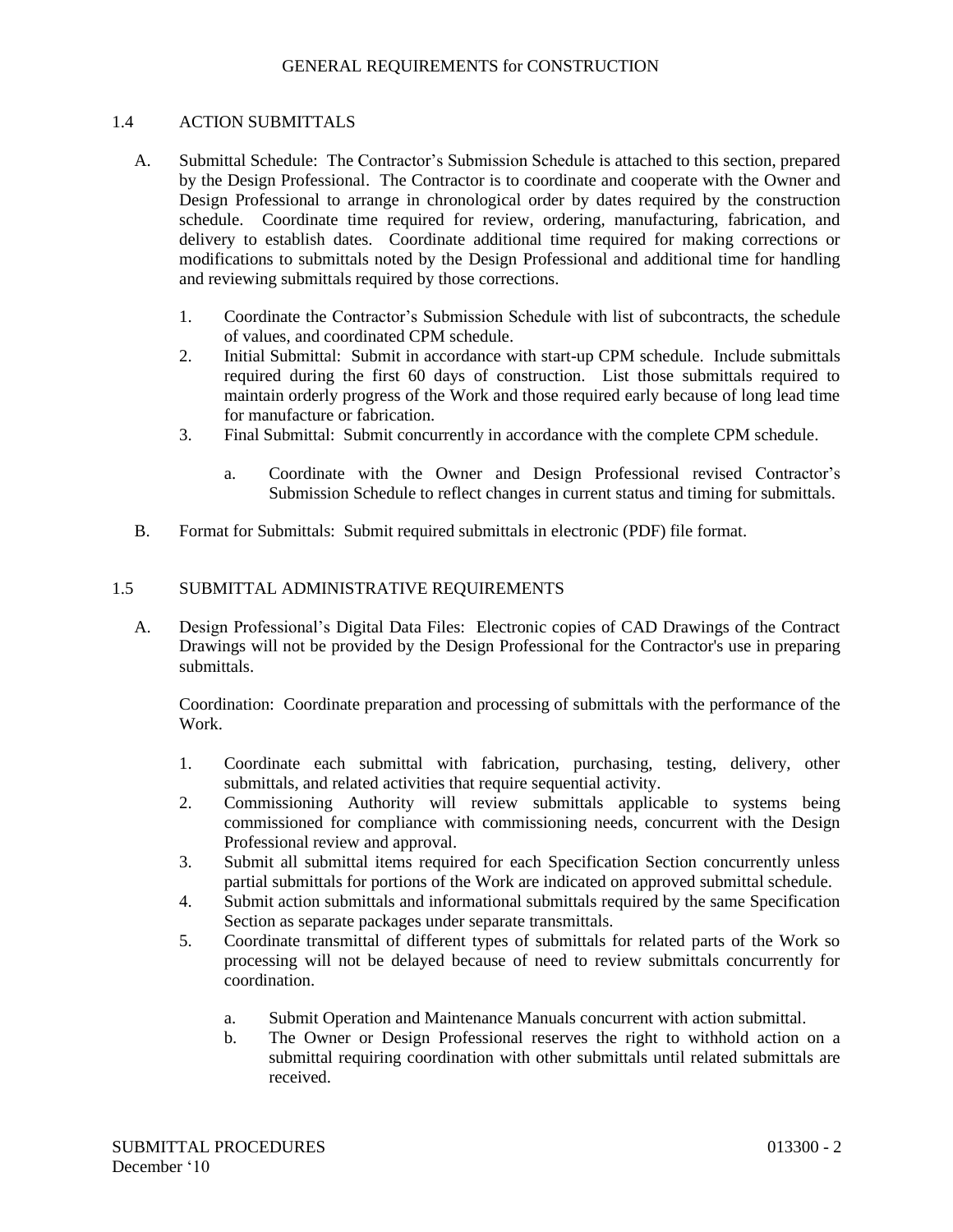## 1.4 ACTION SUBMITTALS

A. Submittal Schedule: The Contractor's Submission Schedule is attached to this section, prepared by the Design Professional. The Contractor is to coordinate and cooperate with the Owner and Design Professional to arrange in chronological order by dates required by the construction schedule. Coordinate time required for review, ordering, manufacturing, fabrication, and delivery to establish dates. Coordinate additional time required for making corrections or modifications to submittals noted by the Design Professional and additional time for handling and reviewing submittals required by those corrections.

   1. Coordinate the Contractor's Submission Schedule with list of subcontracts, the schedule of values, and coordinated CPM schedule.
   2. Initial Submittal: Submit in accordance with start-up CPM schedule. Include submittals required during the first 60 days of construction. List those submittals required to maintain orderly progress of the Work and those required early because of long lead time for manufacture or fabrication.
   3. Final Submittal: Submit concurrently in accordance with the complete CPM schedule.

      a. Coordinate with the Owner and Design Professional revised Contractor's Submission Schedule to reflect changes in current status and timing for submittals.

B. Format for Submittals: Submit required submittals in electronic (PDF) file format.

## 1.5 SUBMITTAL ADMINISTRATIVE REQUIREMENTS

A. Design Professional's Digital Data Files: Electronic copies of CAD Drawings of the Contract Drawings will not be provided by the Design Professional for the Contractor's use in preparing submittals.

Coordination: Coordinate preparation and processing of submittals with the performance of the Work.

   1. Coordinate each submittal with fabrication, purchasing, testing, delivery, other submittals, and related activities that require sequential activity.
   2. Commissioning Authority will review submittals applicable to systems being commissioned for compliance with commissioning needs, concurrent with the Design Professional review and approval.
   3. Submit all submittal items required for each Specification Section concurrently unless partial submittals for portions of the Work are indicated on approved submittal schedule.
   4. Submit action submittals and informational submittals required by the same Specification Section as separate packages under separate transmittals.
   5. Coordinate transmittal of different types of submittals for related parts of the Work so processing will not be delayed because of need to review submittals concurrently for coordination.

      a. Submit Operation and Maintenance Manuals concurrent with action submittal.
      b. The Owner or Design Professional reserves the right to withhold action on a submittal requiring coordination with other submittals until related submittals are received.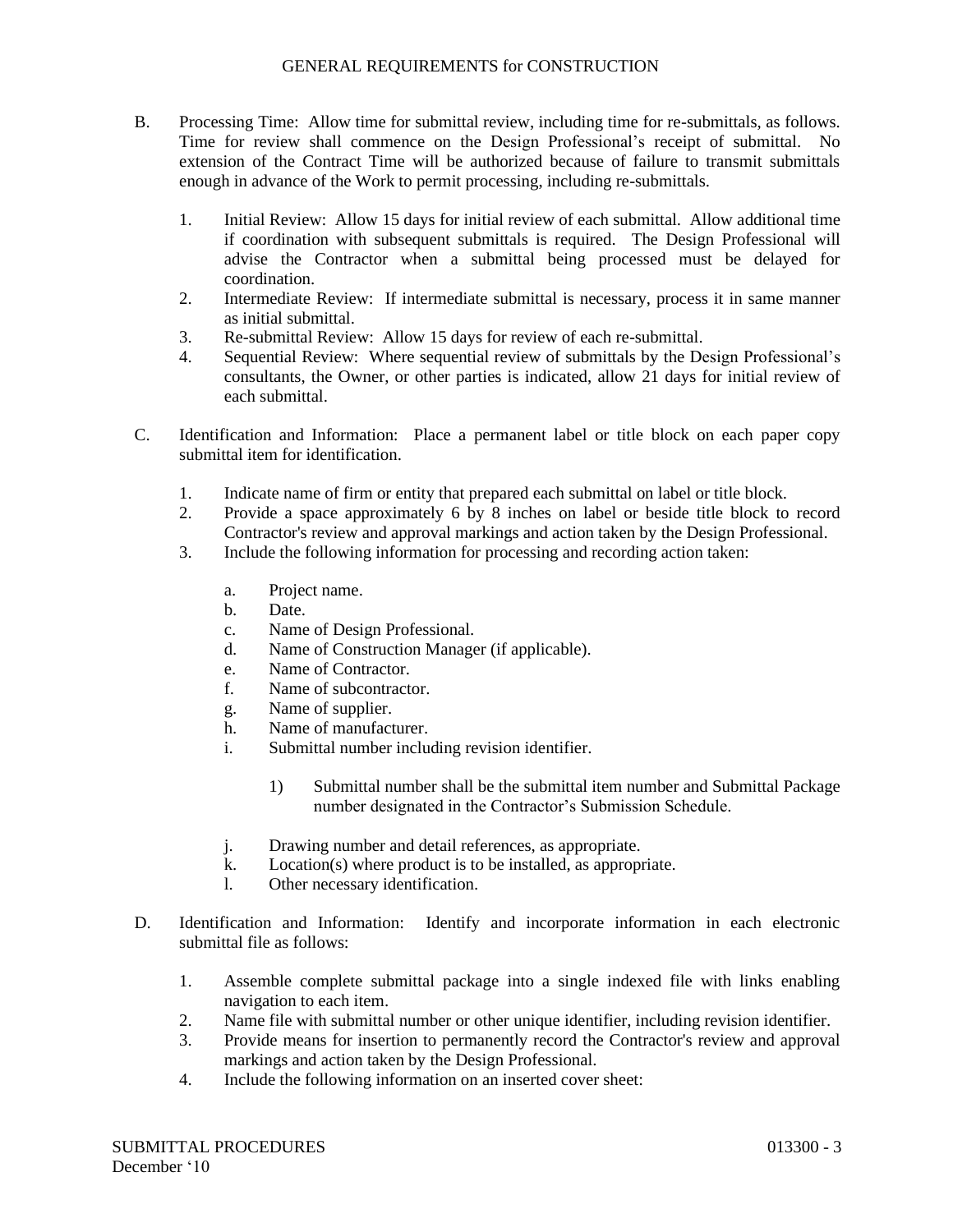B. Processing Time: Allow time for submittal review, including time for re-submittals, as follows. Time for review shall commence on the Design Professional's receipt of submittal. No extension of the Contract Time will be authorized because of failure to transmit submittals enough in advance of the Work to permit processing, including re-submittals.

   1. Initial Review: Allow 15 days for initial review of each submittal. Allow additional time if coordination with subsequent submittals is required. The Design Professional will advise the Contractor when a submittal being processed must be delayed for coordination.
   2. Intermediate Review: If intermediate submittal is necessary, process it in same manner as initial submittal.
   3. Re-submittal Review: Allow 15 days for review of each re-submittal.
   4. Sequential Review: Where sequential review of submittals by the Design Professional's consultants, the Owner, or other parties is indicated, allow 21 days for initial review of each submittal.

C. Identification and Information: Place a permanent label or title block on each paper copy submittal item for identification.

   1. Indicate name of firm or entity that prepared each submittal on label or title block.
   2. Provide a space approximately 6 by 8 inches on label or beside title block to record Contractor's review and approval markings and action taken by the Design Professional.
   3. Include the following information for processing and recording action taken:

      a. Project name.
      b. Date.
      c. Name of Design Professional.
      d. Name of Construction Manager (if applicable).
      e. Name of Contractor.
      f. Name of subcontractor.
      g. Name of supplier.
      h. Name of manufacturer.
      i. Submittal number including revision identifier.

         1) Submittal number shall be the submittal item number and Submittal Package number designated in the Contractor's Submission Schedule.

      j. Drawing number and detail references, as appropriate.
      k. Location(s) where product is to be installed, as appropriate.
      l. Other necessary identification.

D. Identification and Information: Identify and incorporate information in each electronic submittal file as follows:

   1. Assemble complete submittal package into a single indexed file with links enabling navigation to each item.
   2. Name file with submittal number or other unique identifier, including revision identifier.
   3. Provide means for insertion to permanently record the Contractor's review and approval markings and action taken by the Design Professional.
   4. Include the following information on an inserted cover sheet: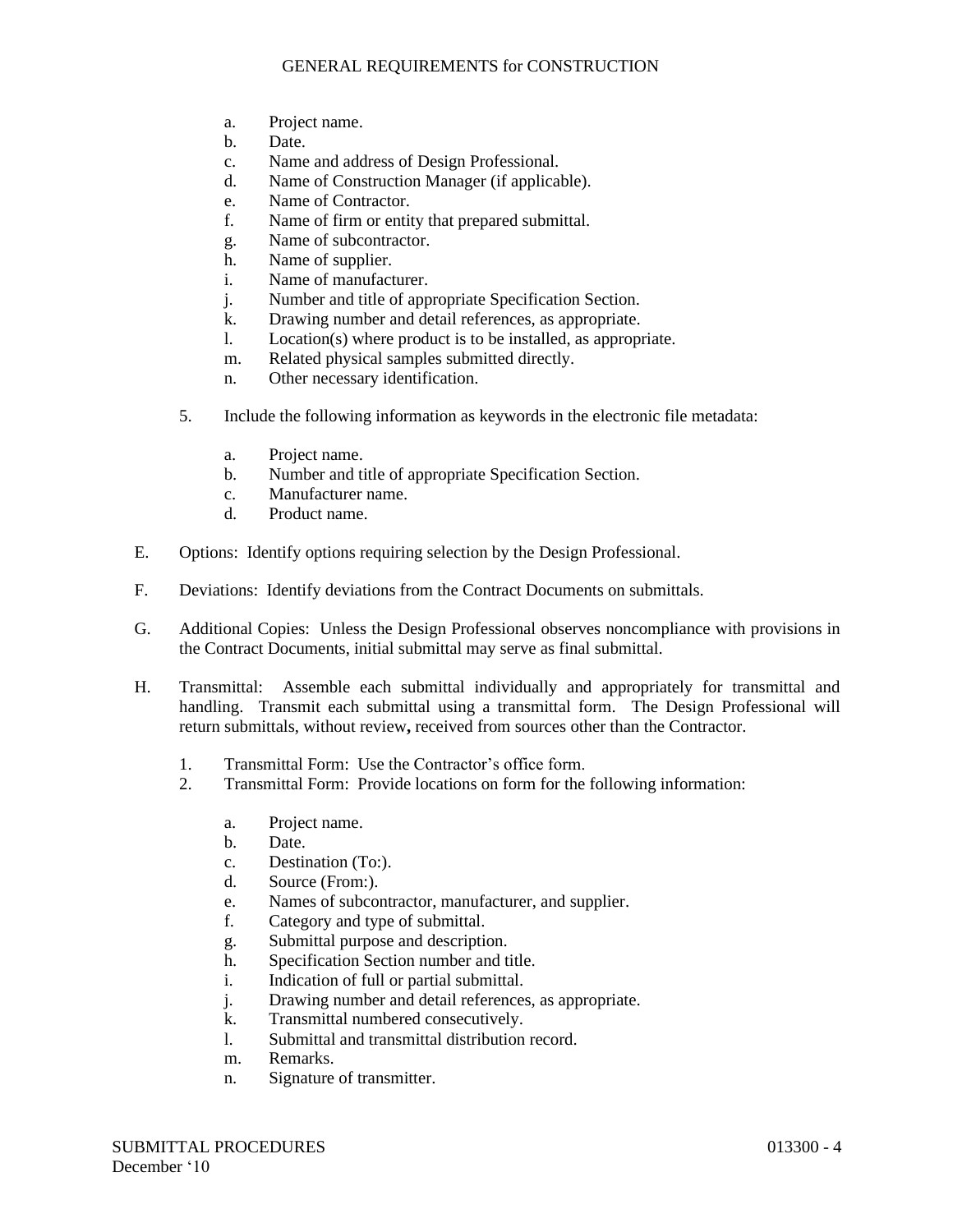a. Project name.
b. Date.
c. Name and address of Design Professional.
d. Name of Construction Manager (if applicable).
e. Name of Contractor.
f. Name of firm or entity that prepared submittal.
g. Name of subcontractor.
h. Name of supplier.
i. Name of manufacturer.
j. Number and title of appropriate Specification Section.
k. Drawing number and detail references, as appropriate.
l. Location(s) where product is to be installed, as appropriate.
m. Related physical samples submitted directly.
n. Other necessary identification.

5. Include the following information as keywords in the electronic file metadata:

    a. Project name.
    b. Number and title of appropriate Specification Section.
    c. Manufacturer name.
    d. Product name.

E. Options: Identify options requiring selection by the Design Professional.

F. Deviations: Identify deviations from the Contract Documents on submittals.

G. Additional Copies: Unless the Design Professional observes noncompliance with provisions in the Contract Documents, initial submittal may serve as final submittal.

H. Transmittal: Assemble each submittal individually and appropriately for transmittal and handling. Transmit each submittal using a transmittal form. The Design Professional will return submittals, without review**,** received from sources other than the Contractor.

1. Transmittal Form: Use the Contractor's office form.
2. Transmittal Form: Provide locations on form for the following information:

    a. Project name.
    b. Date.
    c. Destination (To:).
    d. Source (From:).
    e. Names of subcontractor, manufacturer, and supplier.
    f. Category and type of submittal.
    g. Submittal purpose and description.
    h. Specification Section number and title.
    i. Indication of full or partial submittal.
    j. Drawing number and detail references, as appropriate.
    k. Transmittal numbered consecutively.
    l. Submittal and transmittal distribution record.
    m. Remarks.
    n. Signature of transmitter.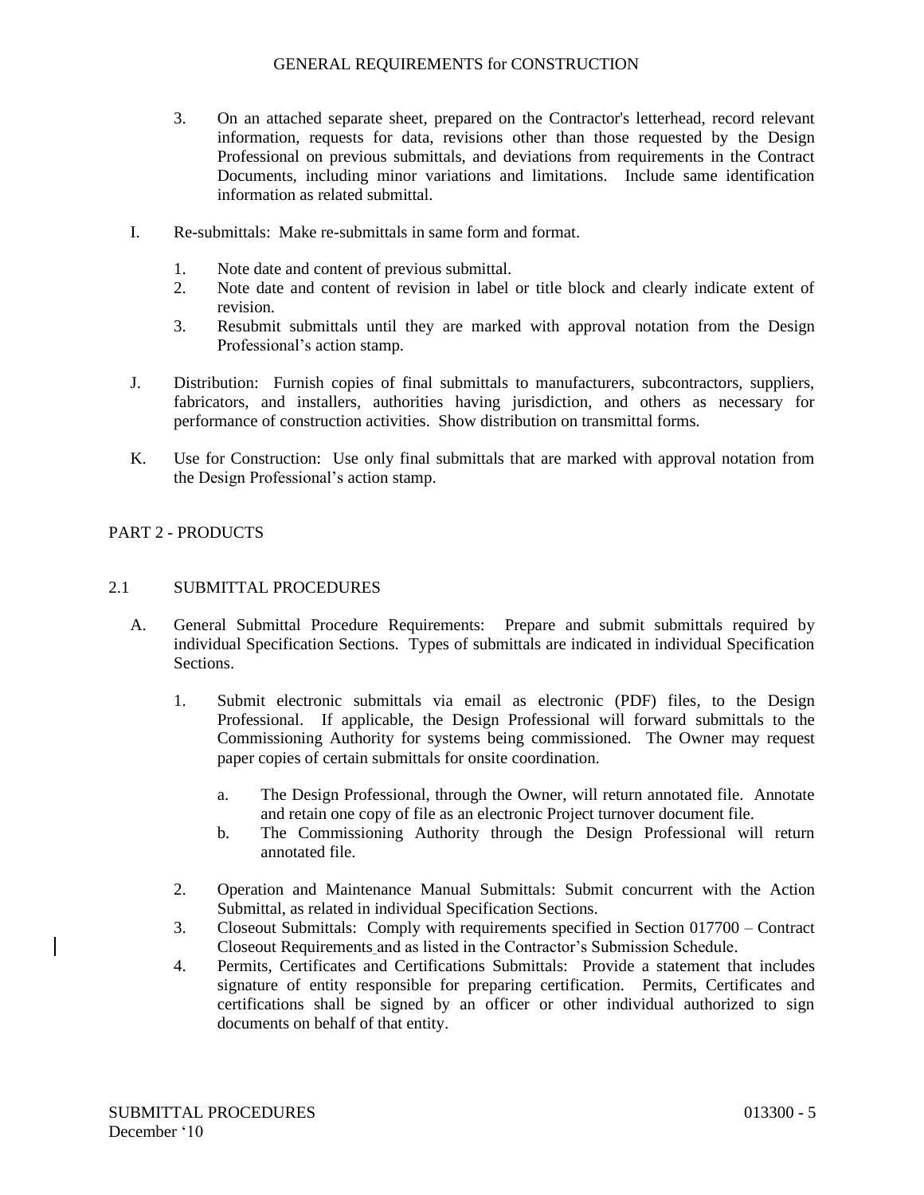3. On an attached separate sheet, prepared on the Contractor's letterhead, record relevant information, requests for data, revisions other than those requested by the Design Professional on previous submittals, and deviations from requirements in the Contract Documents, including minor variations and limitations. Include same identification information as related submittal.

I. Re-submittals: Make re-submittals in same form and format.

1. Note date and content of previous submittal.
2. Note date and content of revision in label or title block and clearly indicate extent of revision.
3. Resubmit submittals until they are marked with approval notation from the Design Professional's action stamp.

J. Distribution: Furnish copies of final submittals to manufacturers, subcontractors, suppliers, fabricators, and installers, authorities having jurisdiction, and others as necessary for performance of construction activities. Show distribution on transmittal forms.

K. Use for Construction: Use only final submittals that are marked with approval notation from the Design Professional's action stamp.

## PART 2 - PRODUCTS

### 2.1 SUBMITTAL PROCEDURES

A. General Submittal Procedure Requirements: Prepare and submit submittals required by individual Specification Sections. Types of submittals are indicated in individual Specification Sections.

1. Submit electronic submittals via email as electronic (PDF) files, to the Design Professional. If applicable, the Design Professional will forward submittals to the Commissioning Authority for systems being commissioned. The Owner may request paper copies of certain submittals for onsite coordination.

   a. The Design Professional, through the Owner, will return annotated file. Annotate and retain one copy of file as an electronic Project turnover document file.
   b. The Commissioning Authority through the Design Professional will return annotated file.

2. Operation and Maintenance Manual Submittals: Submit concurrent with the Action Submittal, as related in individual Specification Sections.
3. Closeout Submittals: Comply with requirements specified in Section 017700 – Contract Closeout Requirements and as listed in the Contractor's Submission Schedule.
4. Permits, Certificates and Certifications Submittals: Provide a statement that includes signature of entity responsible for preparing certification. Permits, Certificates and certifications shall be signed by an officer or other individual authorized to sign documents on behalf of that entity.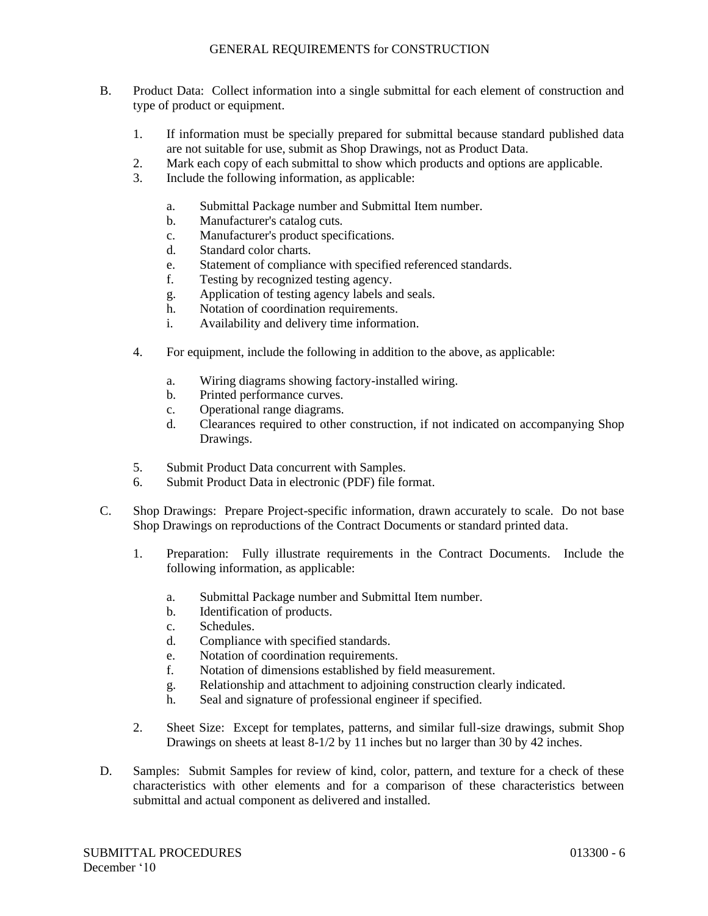B. Product Data: Collect information into a single submittal for each element of construction and type of product or equipment.

   1. If information must be specially prepared for submittal because standard published data are not suitable for use, submit as Shop Drawings, not as Product Data.
   2. Mark each copy of each submittal to show which products and options are applicable.
   3. Include the following information, as applicable:

      a. Submittal Package number and Submittal Item number.
      b. Manufacturer's catalog cuts.
      c. Manufacturer's product specifications.
      d. Standard color charts.
      e. Statement of compliance with specified referenced standards.
      f. Testing by recognized testing agency.
      g. Application of testing agency labels and seals.
      h. Notation of coordination requirements.
      i. Availability and delivery time information.

   4. For equipment, include the following in addition to the above, as applicable:

      a. Wiring diagrams showing factory-installed wiring.
      b. Printed performance curves.
      c. Operational range diagrams.
      d. Clearances required to other construction, if not indicated on accompanying Shop Drawings.

   5. Submit Product Data concurrent with Samples.
   6. Submit Product Data in electronic (PDF) file format.

C. Shop Drawings: Prepare Project-specific information, drawn accurately to scale. Do not base Shop Drawings on reproductions of the Contract Documents or standard printed data.

   1. Preparation: Fully illustrate requirements in the Contract Documents. Include the following information, as applicable:

      a. Submittal Package number and Submittal Item number.
      b. Identification of products.
      c. Schedules.
      d. Compliance with specified standards.
      e. Notation of coordination requirements.
      f. Notation of dimensions established by field measurement.
      g. Relationship and attachment to adjoining construction clearly indicated.
      h. Seal and signature of professional engineer if specified.

   2. Sheet Size: Except for templates, patterns, and similar full-size drawings, submit Shop Drawings on sheets at least 8-1/2 by 11 inches but no larger than 30 by 42 inches.

D. Samples: Submit Samples for review of kind, color, pattern, and texture for a check of these characteristics with other elements and for a comparison of these characteristics between submittal and actual component as delivered and installed.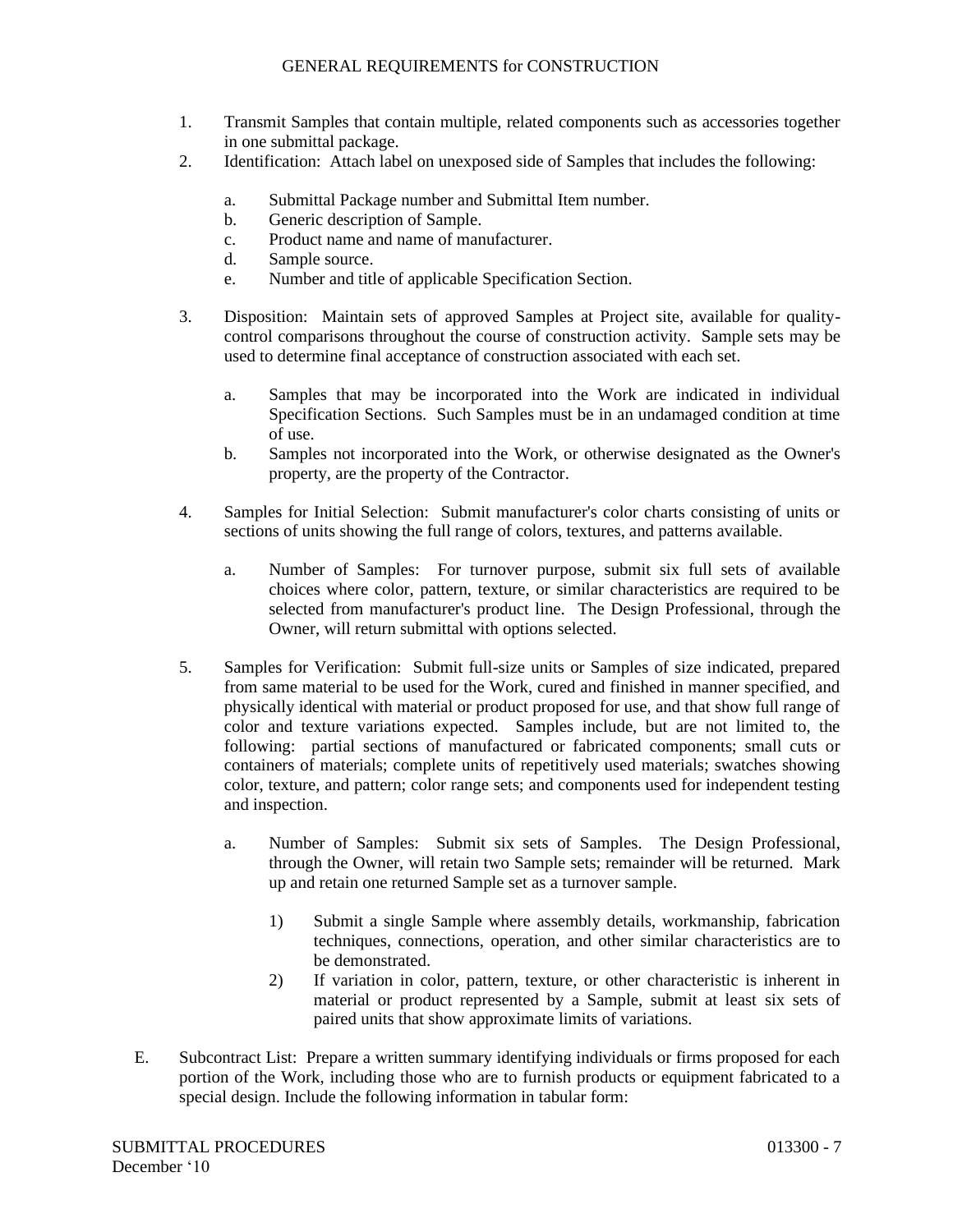1. Transmit Samples that contain multiple, related components such as accessories together in one submittal package.
2. Identification: Attach label on unexposed side of Samples that includes the following:

   a. Submittal Package number and Submittal Item number.
   b. Generic description of Sample.
   c. Product name and name of manufacturer.
   d. Sample source.
   e. Number and title of applicable Specification Section.

3. Disposition: Maintain sets of approved Samples at Project site, available for quality-control comparisons throughout the course of construction activity. Sample sets may be used to determine final acceptance of construction associated with each set.

   a. Samples that may be incorporated into the Work are indicated in individual Specification Sections. Such Samples must be in an undamaged condition at time of use.
   b. Samples not incorporated into the Work, or otherwise designated as the Owner's property, are the property of the Contractor.

4. Samples for Initial Selection: Submit manufacturer's color charts consisting of units or sections of units showing the full range of colors, textures, and patterns available.

   a. Number of Samples: For turnover purpose, submit six full sets of available choices where color, pattern, texture, or similar characteristics are required to be selected from manufacturer's product line. The Design Professional, through the Owner, will return submittal with options selected.

5. Samples for Verification: Submit full-size units or Samples of size indicated, prepared from same material to be used for the Work, cured and finished in manner specified, and physically identical with material or product proposed for use, and that show full range of color and texture variations expected. Samples include, but are not limited to, the following: partial sections of manufactured or fabricated components; small cuts or containers of materials; complete units of repetitively used materials; swatches showing color, texture, and pattern; color range sets; and components used for independent testing and inspection.

   a. Number of Samples: Submit six sets of Samples. The Design Professional, through the Owner, will retain two Sample sets; remainder will be returned. Mark up and retain one returned Sample set as a turnover sample.

      1) Submit a single Sample where assembly details, workmanship, fabrication techniques, connections, operation, and other similar characteristics are to be demonstrated.
      2) If variation in color, pattern, texture, or other characteristic is inherent in material or product represented by a Sample, submit at least six sets of paired units that show approximate limits of variations.

E. Subcontract List: Prepare a written summary identifying individuals or firms proposed for each portion of the Work, including those who are to furnish products or equipment fabricated to a special design. Include the following information in tabular form: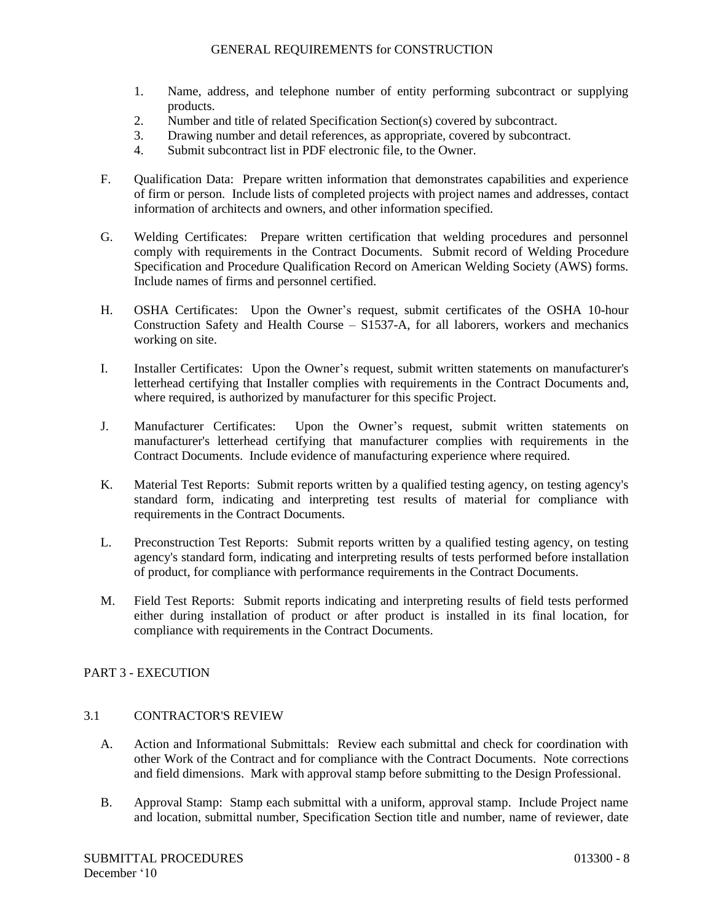1. Name, address, and telephone number of entity performing subcontract or supplying products.
2. Number and title of related Specification Section(s) covered by subcontract.
3. Drawing number and detail references, as appropriate, covered by subcontract.
4. Submit subcontract list in PDF electronic file, to the Owner.

F. Qualification Data: Prepare written information that demonstrates capabilities and experience of firm or person. Include lists of completed projects with project names and addresses, contact information of architects and owners, and other information specified.

G. Welding Certificates: Prepare written certification that welding procedures and personnel comply with requirements in the Contract Documents. Submit record of Welding Procedure Specification and Procedure Qualification Record on American Welding Society (AWS) forms. Include names of firms and personnel certified.

H. OSHA Certificates: Upon the Owner's request, submit certificates of the OSHA 10-hour Construction Safety and Health Course – S1537-A, for all laborers, workers and mechanics working on site.

I. Installer Certificates: Upon the Owner's request, submit written statements on manufacturer's letterhead certifying that Installer complies with requirements in the Contract Documents and, where required, is authorized by manufacturer for this specific Project.

J. Manufacturer Certificates: Upon the Owner's request, submit written statements on manufacturer's letterhead certifying that manufacturer complies with requirements in the Contract Documents. Include evidence of manufacturing experience where required.

K. Material Test Reports: Submit reports written by a qualified testing agency, on testing agency's standard form, indicating and interpreting test results of material for compliance with requirements in the Contract Documents.

L. Preconstruction Test Reports: Submit reports written by a qualified testing agency, on testing agency's standard form, indicating and interpreting results of tests performed before installation of product, for compliance with performance requirements in the Contract Documents.

M. Field Test Reports: Submit reports indicating and interpreting results of field tests performed either during installation of product or after product is installed in its final location, for compliance with requirements in the Contract Documents.

## PART 3 - EXECUTION

### 3.1 CONTRACTOR'S REVIEW

A. Action and Informational Submittals: Review each submittal and check for coordination with other Work of the Contract and for compliance with the Contract Documents. Note corrections and field dimensions. Mark with approval stamp before submitting to the Design Professional.

B. Approval Stamp: Stamp each submittal with a uniform, approval stamp. Include Project name and location, submittal number, Specification Section title and number, name of reviewer, date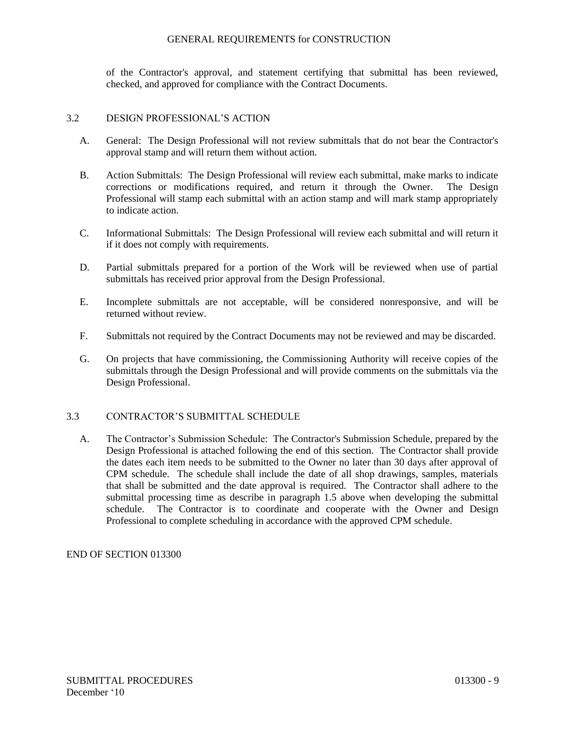of the Contractor's approval, and statement certifying that submittal has been reviewed, checked, and approved for compliance with the Contract Documents.

## 3.2 DESIGN PROFESSIONAL'S ACTION

A. General: The Design Professional will not review submittals that do not bear the Contractor's approval stamp and will return them without action.

B. Action Submittals: The Design Professional will review each submittal, make marks to indicate corrections or modifications required, and return it through the Owner. The Design Professional will stamp each submittal with an action stamp and will mark stamp appropriately to indicate action.

C. Informational Submittals: The Design Professional will review each submittal and will return it if it does not comply with requirements.

D. Partial submittals prepared for a portion of the Work will be reviewed when use of partial submittals has received prior approval from the Design Professional.

E. Incomplete submittals are not acceptable, will be considered nonresponsive, and will be returned without review.

F. Submittals not required by the Contract Documents may not be reviewed and may be discarded.

G. On projects that have commissioning, the Commissioning Authority will receive copies of the submittals through the Design Professional and will provide comments on the submittals via the Design Professional.

## 3.3 CONTRACTOR'S SUBMITTAL SCHEDULE

A. The Contractor's Submission Schedule: The Contractor's Submission Schedule, prepared by the Design Professional is attached following the end of this section. The Contractor shall provide the dates each item needs to be submitted to the Owner no later than 30 days after approval of CPM schedule. The schedule shall include the date of all shop drawings, samples, materials that shall be submitted and the date approval is required. The Contractor shall adhere to the submittal processing time as describe in paragraph 1.5 above when developing the submittal schedule. The Contractor is to coordinate and cooperate with the Owner and Design Professional to complete scheduling in accordance with the approved CPM schedule.

END OF SECTION 013300